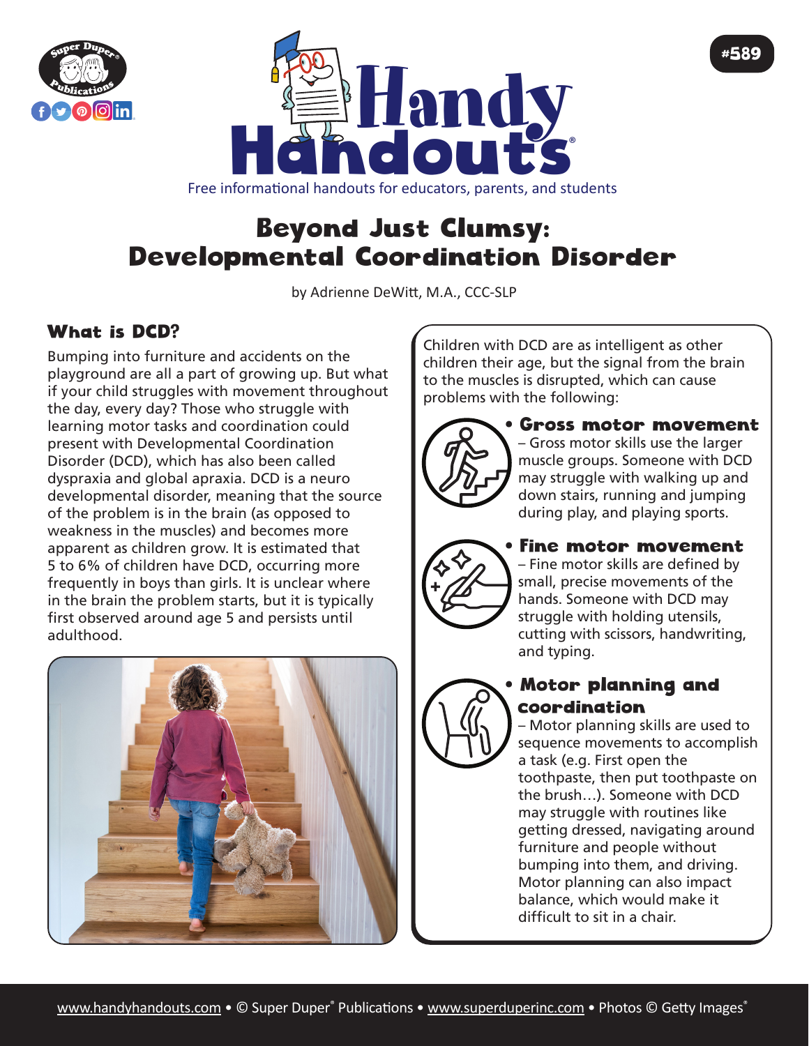Free informational handouts for educators, parents, and students

# Beyond Just Clumsy: Developmental Coordination Disorder

by Adrienne DeWitt, M.A., CCC-SLP

## What is DCD?

Bumping into furniture and accidents on the playground are all a part of growing up. But what if your child struggles with movement throughout the day, every day? Those who struggle with learning motor tasks and coordination could present with Developmental Coordination Disorder (DCD), which has also been called dyspraxia and global apraxia. DCD is a neuro developmental disorder, meaning that the source of the problem is in the brain (as opposed to weakness in the muscles) and becomes more apparent as children grow. It is estimated that 5 to 6% of children have DCD, occurring more frequently in boys than girls. It is unclear where in the brain the problem starts, but it is typically first observed around age 5 and persists until adulthood.

Children with DCD are as intelligent as other children their age, but the signal from the brain to the muscles is disrupted, which can cause problems with the following:

- **Gross motor movement** – Gross motor skills use the larger muscle groups. Someone with DCD may struggle with walking up and down stairs, running and jumping during play, and playing sports.
- **Fine motor movement** – Fine motor skills are defined by small, precise movements of the hands. Someone with DCD may struggle with holding utensils, cutting with scissors, handwriting, and typing.
- **Motor planning and coordination** – Motor planning skills are used to sequence movements to accomplish a task (e.g. First open the toothpaste, then put toothpaste on the brush…). Someone with DCD may struggle with routines like getting dressed, navigating around furniture and people without bumping into them, and driving. Motor planning can also impact balance, which would make it difficult to sit in a chair.

www.handyhandouts.com • © Super Duper® Publications • www.superduperinc.com • Photos © Getty Images®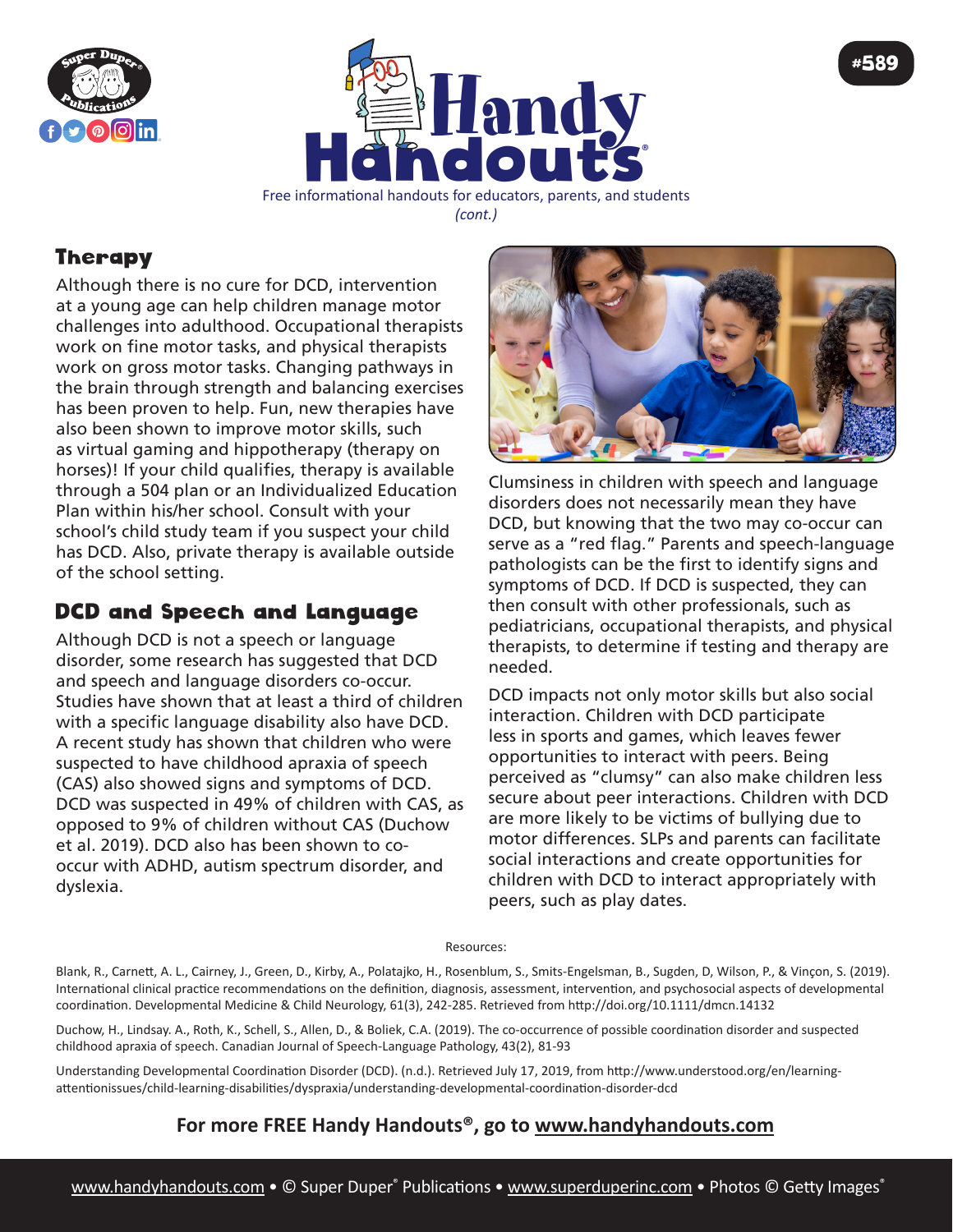*(cont.)*

## Therapy

Although there is no cure for DCD, intervention at a young age can help children manage motor challenges into adulthood. Occupational therapists work on fine motor tasks, and physical therapists work on gross motor tasks. Changing pathways in the brain through strength and balancing exercises has been proven to help. Fun, new therapies have also been shown to improve motor skills, such as virtual gaming and hippotherapy (therapy on horses)! If your child qualifies, therapy is available through a 504 plan or an Individualized Education Plan within his/her school. Consult with your school's child study team if you suspect your child has DCD. Also, private therapy is available outside of the school setting.

## DCD and Speech and Language

Although DCD is not a speech or language disorder, some research has suggested that DCD and speech and language disorders co-occur. Studies have shown that at least a third of children with a specific language disability also have DCD. A recent study has shown that children who were suspected to have childhood apraxia of speech (CAS) also showed signs and symptoms of DCD. DCD was suspected in 49% of children with CAS, as opposed to 9% of children without CAS (Duchow et al. 2019). DCD also has been shown to co-occur with ADHD, autism spectrum disorder, and dyslexia.

Clumsiness in children with speech and language disorders does not necessarily mean they have DCD, but knowing that the two may co-occur can serve as a "red flag." Parents and speech-language pathologists can be the first to identify signs and symptoms of DCD. If DCD is suspected, they can then consult with other professionals, such as pediatricians, occupational therapists, and physical therapists, to determine if testing and therapy are needed.

DCD impacts not only motor skills but also social interaction. Children with DCD participate less in sports and games, which leaves fewer opportunities to interact with peers. Being perceived as "clumsy" can also make children less secure about peer interactions. Children with DCD are more likely to be victims of bullying due to motor differences. SLPs and parents can facilitate social interactions and create opportunities for children with DCD to interact appropriately with peers, such as play dates.

Resources:

Blank, R., Carnett, A. L., Cairney, J., Green, D., Kirby, A., Polatajko, H., Rosenblum, S., Smits-Engelsman, B., Sugden, D, Wilson, P., & Vinçon, S. (2019). International clinical practice recommendations on the definition, diagnosis, assessment, intervention, and psychosocial aspects of developmental coordination. Developmental Medicine & Child Neurology, 61(3), 242-285. Retrieved from http://doi.org/10.1111/dmcn.14132

Duchow, H., Lindsay. A., Roth, K., Schell, S., Allen, D., & Boliek, C.A. (2019). The co-occurrence of possible coordination disorder and suspected childhood apraxia of speech. Canadian Journal of Speech-Language Pathology, 43(2), 81-93

Understanding Developmental Coordination Disorder (DCD). (n.d.). Retrieved July 17, 2019, from http://www.understood.org/en/learning-attentionissues/child-learning-disabilities/dyspraxia/understanding-developmental-coordination-disorder-dcd

**For more FREE Handy Handouts®, go to www.handyhandouts.com**